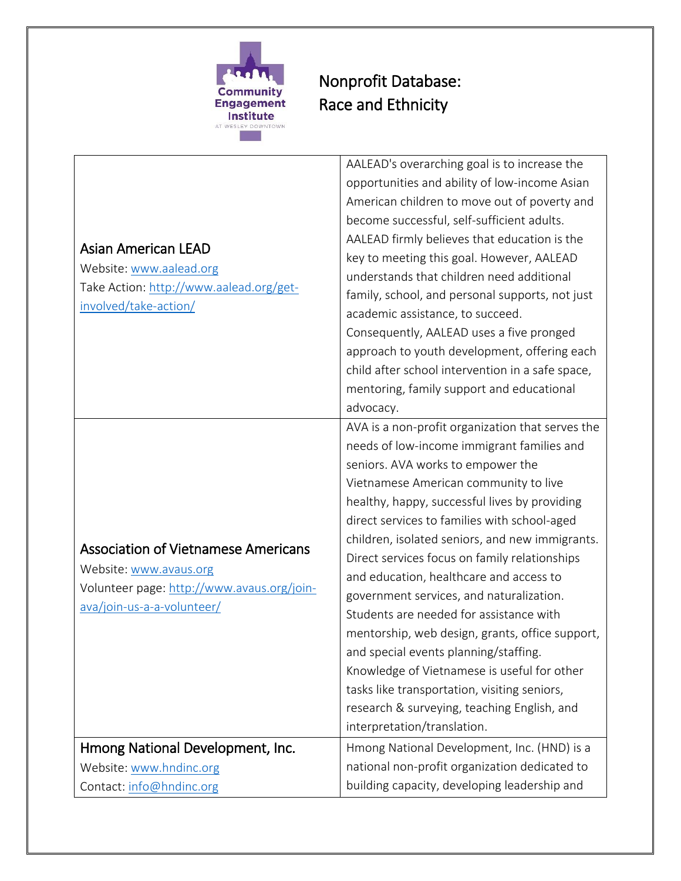# Nonprofit Database: Race and Ethnicity

| | |
|---|---|
| **Asian American LEAD**<br>Website: [www.aalead.org](http://www.aalead.org)<br>Take Action: [http://www.aalead.org/get-involved/take-action/](http://www.aalead.org/get-involved/take-action/) | AALEAD's overarching goal is to increase the opportunities and ability of low-income Asian American children to move out of poverty and become successful, self-sufficient adults. AALEAD firmly believes that education is the key to meeting this goal. However, AALEAD understands that children need additional family, school, and personal supports, not just academic assistance, to succeed. Consequently, AALEAD uses a five pronged approach to youth development, offering each child after school intervention in a safe space, mentoring, family support and educational advocacy. |
| **Association of Vietnamese Americans**<br>Website: [www.avaus.org](http://www.avaus.org)<br>Volunteer page: [http://www.avaus.org/join-ava/join-us-a-a-volunteer/](http://www.avaus.org/join-ava/join-us-a-a-volunteer/) | AVA is a non-profit organization that serves the needs of low-income immigrant families and seniors. AVA works to empower the Vietnamese American community to live healthy, happy, successful lives by providing direct services to families with school-aged children, isolated seniors, and new immigrants. Direct services focus on family relationships and education, healthcare and access to government services, and naturalization. Students are needed for assistance with mentorship, web design, grants, office support, and special events planning/staffing. Knowledge of Vietnamese is useful for other tasks like transportation, visiting seniors, research & surveying, teaching English, and interpretation/translation. |
| **Hmong National Development, Inc.**<br>Website: [www.hndinc.org](http://www.hndinc.org)<br>Contact: [info@hndinc.org](mailto:info@hndinc.org) | Hmong National Development, Inc. (HND) is a national non-profit organization dedicated to building capacity, developing leadership and |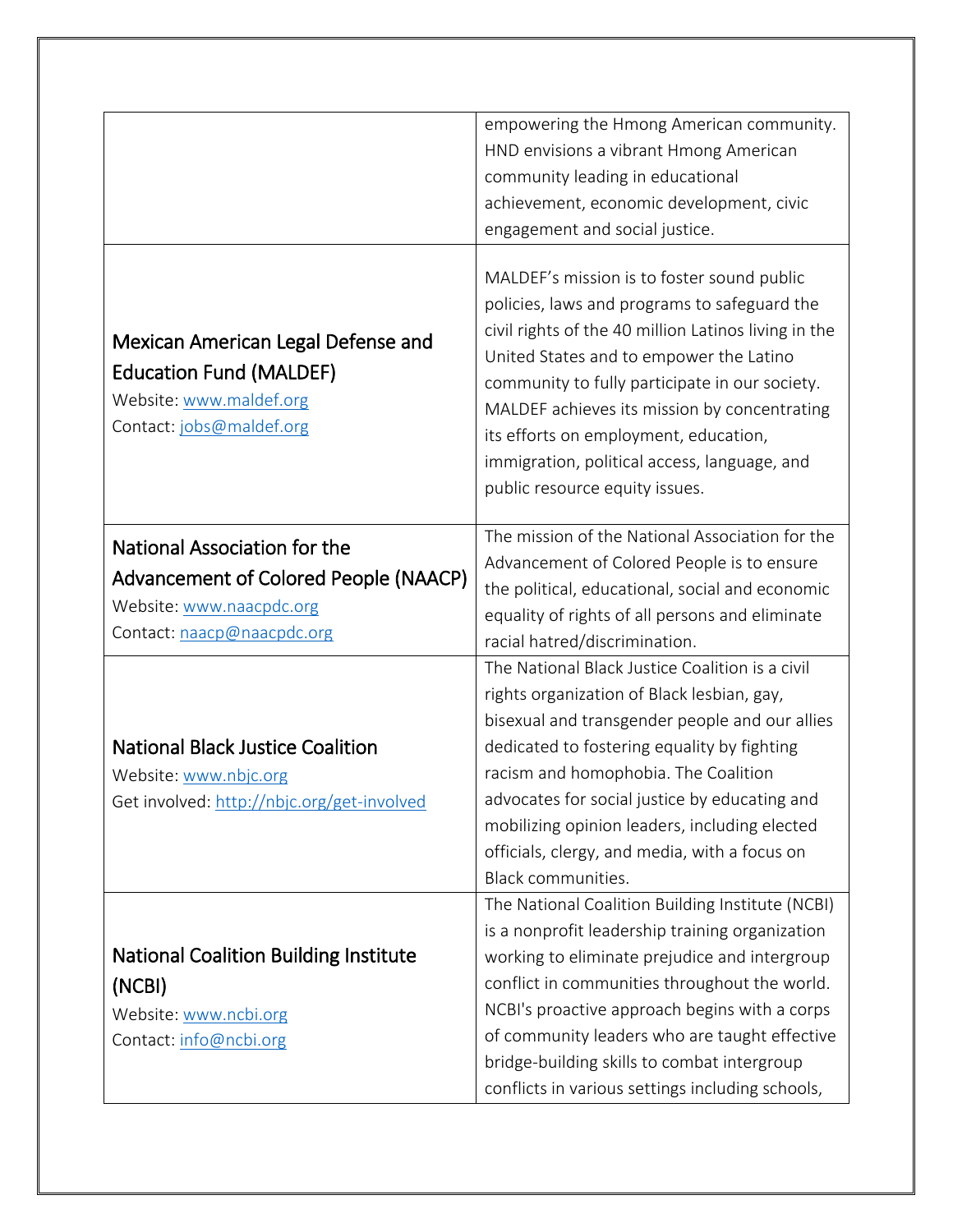| | |
|---|---|
| | empowering the Hmong American community. HND envisions a vibrant Hmong American community leading in educational achievement, economic development, civic engagement and social justice. |
| Mexican American Legal Defense and Education Fund (MALDEF)<br>Website: www.maldef.org<br>Contact: jobs@maldef.org | MALDEF's mission is to foster sound public policies, laws and programs to safeguard the civil rights of the 40 million Latinos living in the United States and to empower the Latino community to fully participate in our society. MALDEF achieves its mission by concentrating its efforts on employment, education, immigration, political access, language, and public resource equity issues. |
| National Association for the Advancement of Colored People (NAACP)<br>Website: www.naacpdc.org<br>Contact: naacp@naacpdc.org | The mission of the National Association for the Advancement of Colored People is to ensure the political, educational, social and economic equality of rights of all persons and eliminate racial hatred/discrimination. |
| National Black Justice Coalition<br>Website: www.nbjc.org<br>Get involved: http://nbjc.org/get-involved | The National Black Justice Coalition is a civil rights organization of Black lesbian, gay, bisexual and transgender people and our allies dedicated to fostering equality by fighting racism and homophobia. The Coalition advocates for social justice by educating and mobilizing opinion leaders, including elected officials, clergy, and media, with a focus on Black communities. |
| National Coalition Building Institute (NCBI)<br>Website: www.ncbi.org<br>Contact: info@ncbi.org | The National Coalition Building Institute (NCBI) is a nonprofit leadership training organization working to eliminate prejudice and intergroup conflict in communities throughout the world. NCBI's proactive approach begins with a corps of community leaders who are taught effective bridge-building skills to combat intergroup conflicts in various settings including schools, |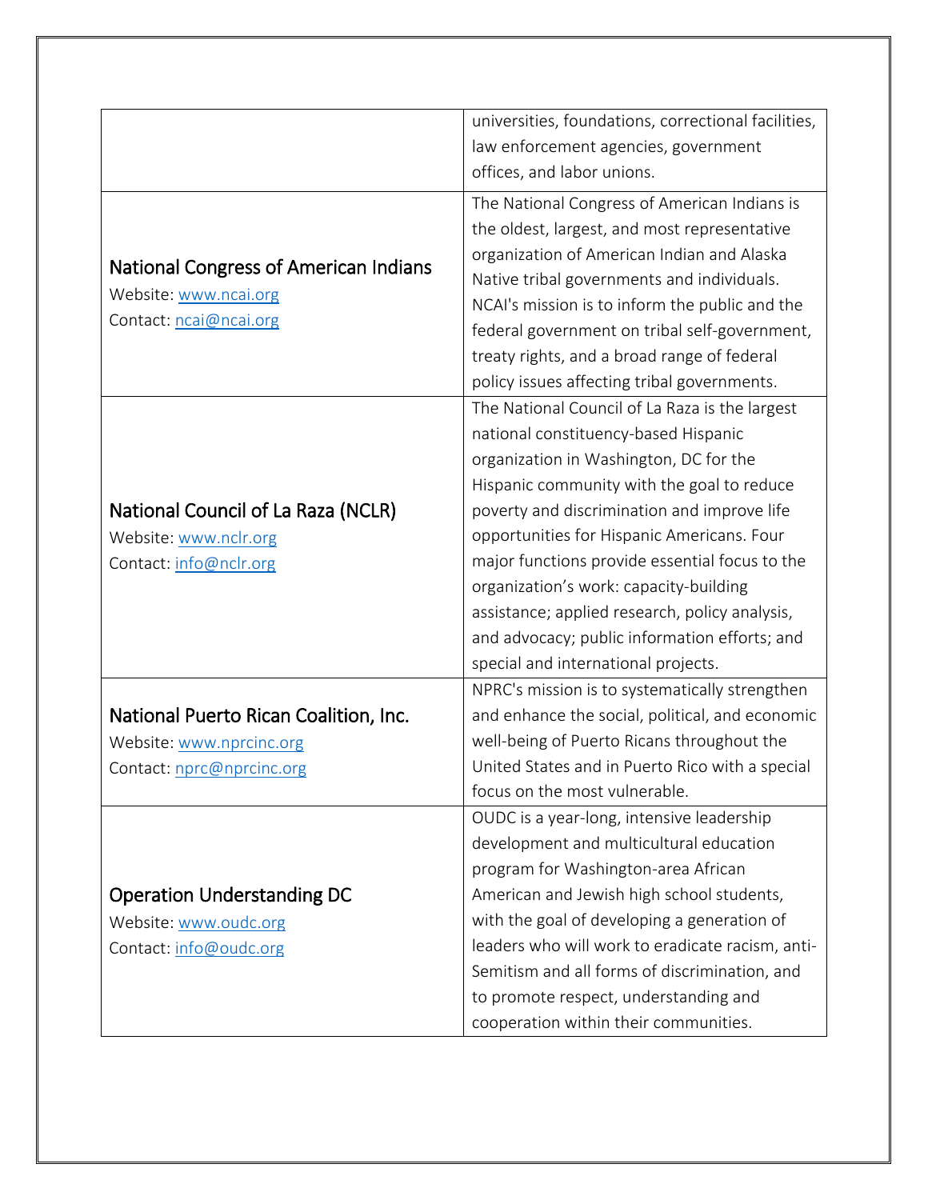| | |
|---|---|
| | universities, foundations, correctional facilities, law enforcement agencies, government offices, and labor unions. |
| National Congress of American Indians<br>Website: www.ncai.org<br>Contact: ncai@ncai.org | The National Congress of American Indians is the oldest, largest, and most representative organization of American Indian and Alaska Native tribal governments and individuals. NCAI's mission is to inform the public and the federal government on tribal self-government, treaty rights, and a broad range of federal policy issues affecting tribal governments. |
| National Council of La Raza (NCLR)<br>Website: www.nclr.org<br>Contact: info@nclr.org | The National Council of La Raza is the largest national constituency-based Hispanic organization in Washington, DC for the Hispanic community with the goal to reduce poverty and discrimination and improve life opportunities for Hispanic Americans. Four major functions provide essential focus to the organization's work: capacity-building assistance; applied research, policy analysis, and advocacy; public information efforts; and special and international projects. |
| National Puerto Rican Coalition, Inc.<br>Website: www.nprcinc.org<br>Contact: nprc@nprcinc.org | NPRC's mission is to systematically strengthen and enhance the social, political, and economic well-being of Puerto Ricans throughout the United States and in Puerto Rico with a special focus on the most vulnerable. |
| Operation Understanding DC<br>Website: www.oudc.org<br>Contact: info@oudc.org | OUDC is a year-long, intensive leadership development and multicultural education program for Washington-area African American and Jewish high school students, with the goal of developing a generation of leaders who will work to eradicate racism, anti-Semitism and all forms of discrimination, and to promote respect, understanding and cooperation within their communities. |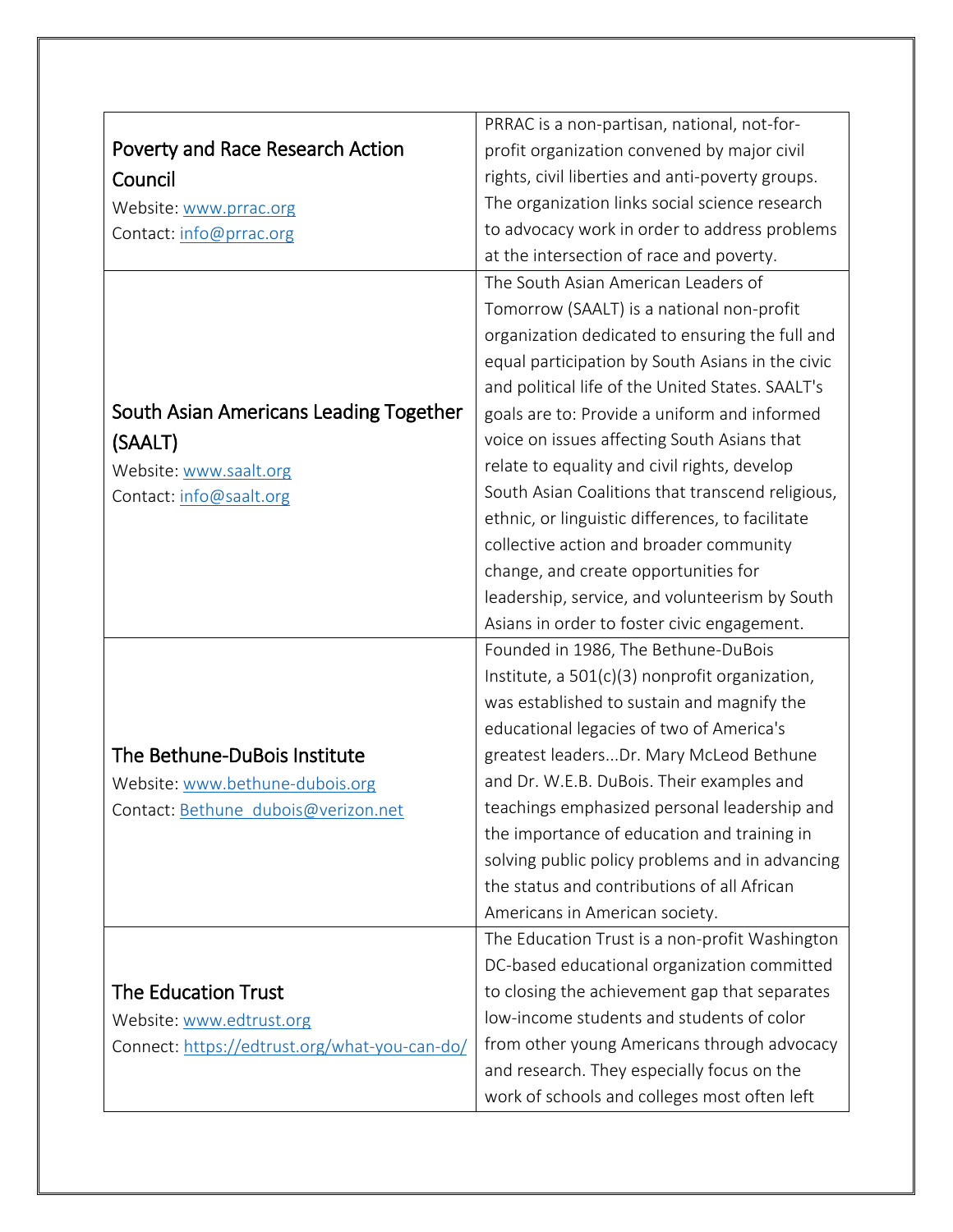| | |
|---|---|
| Poverty and Race Research Action Council<br>Website: www.prrac.org<br>Contact: info@prrac.org | PRRAC is a non-partisan, national, not-for-profit organization convened by major civil rights, civil liberties and anti-poverty groups. The organization links social science research to advocacy work in order to address problems at the intersection of race and poverty. |
| South Asian Americans Leading Together (SAALT)<br>Website: www.saalt.org<br>Contact: info@saalt.org | The South Asian American Leaders of Tomorrow (SAALT) is a national non-profit organization dedicated to ensuring the full and equal participation by South Asians in the civic and political life of the United States. SAALT's goals are to: Provide a uniform and informed voice on issues affecting South Asians that relate to equality and civil rights, develop South Asian Coalitions that transcend religious, ethnic, or linguistic differences, to facilitate collective action and broader community change, and create opportunities for leadership, service, and volunteerism by South Asians in order to foster civic engagement. |
| The Bethune-DuBois Institute<br>Website: www.bethune-dubois.org<br>Contact: Bethune_dubois@verizon.net | Founded in 1986, The Bethune-DuBois Institute, a 501(c)(3) nonprofit organization, was established to sustain and magnify the educational legacies of two of America's greatest leaders...Dr. Mary McLeod Bethune and Dr. W.E.B. DuBois. Their examples and teachings emphasized personal leadership and the importance of education and training in solving public policy problems and in advancing the status and contributions of all African Americans in American society. |
| The Education Trust<br>Website: www.edtrust.org<br>Connect: https://edtrust.org/what-you-can-do/ | The Education Trust is a non-profit Washington DC-based educational organization committed to closing the achievement gap that separates low-income students and students of color from other young Americans through advocacy and research. They especially focus on the work of schools and colleges most often left |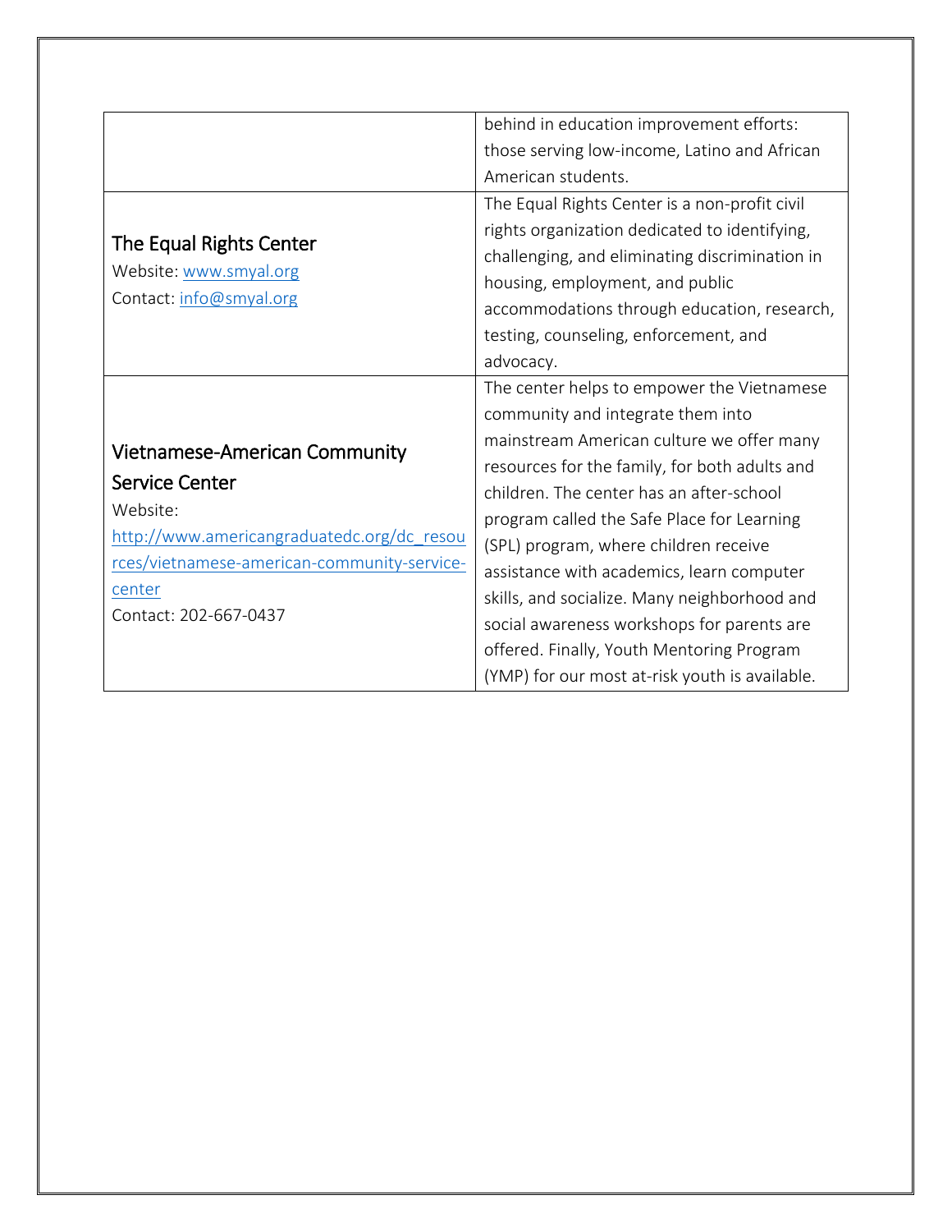| | |
|---|---|
| | behind in education improvement efforts: those serving low-income, Latino and African American students. |
| **The Equal Rights Center**<br>Website: www.smyal.org<br>Contact: info@smyal.org | The Equal Rights Center is a non-profit civil rights organization dedicated to identifying, challenging, and eliminating discrimination in housing, employment, and public accommodations through education, research, testing, counseling, enforcement, and advocacy. |
| **Vietnamese-American Community Service Center**<br>Website: http://www.americangraduatedc.org/dc_resources/vietnamese-american-community-service-center<br>Contact: 202-667-0437 | The center helps to empower the Vietnamese community and integrate them into mainstream American culture we offer many resources for the family, for both adults and children. The center has an after-school program called the Safe Place for Learning (SPL) program, where children receive assistance with academics, learn computer skills, and socialize. Many neighborhood and social awareness workshops for parents are offered. Finally, Youth Mentoring Program (YMP) for our most at-risk youth is available. |